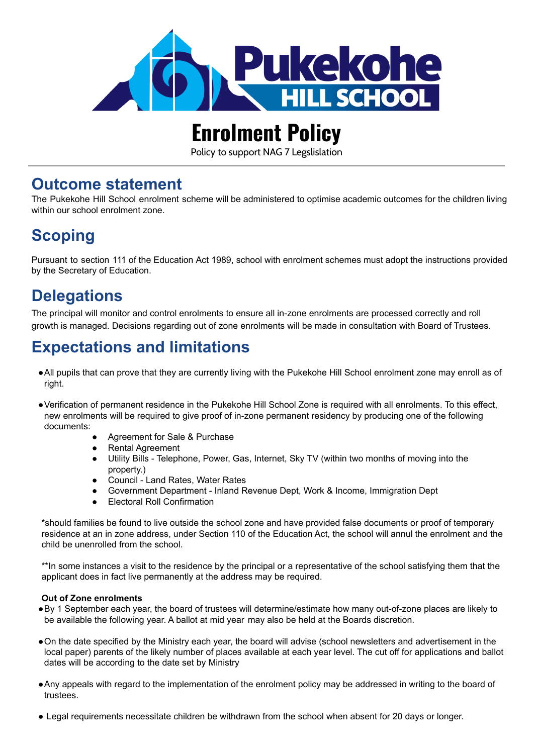# Enrolment Policy

Policy to support NAG 7 Legslislation

## Outcome statement

The Pukekohe Hill School enrolment scheme will be administered to optimise academic outcomes for the children living within our school enrolment zone.

## Scoping

Pursuant to section 111 of the Education Act 1989, school with enrolment schemes must adopt the instructions provided by the Secretary of Education.

## Delegations

The principal will monitor and control enrolments to ensure all in-zone enrolments are processed correctly and roll growth is managed. Decisions regarding out of zone enrolments will be made in consultation with Board of Trustees.

## Expectations and limitations

- All pupils that can prove that they are currently living with the Pukekohe Hill School enrolment zone may enroll as of right.

- Verification of permanent residence in the Pukekohe Hill School Zone is required with all enrolments. To this effect, new enrolments will be required to give proof of in-zone permanent residency by producing one of the following documents:
  - Agreement for Sale & Purchase
  - Rental Agreement
  - Utility Bills - Telephone, Power, Gas, Internet, Sky TV (within two months of moving into the property.)
  - Council - Land Rates, Water Rates
  - Government Department - Inland Revenue Dept, Work & Income, Immigration Dept
  - Electoral Roll Confirmation

*should families be found to live outside the school zone and have provided false documents or proof of temporary residence at an in zone address, under Section 110 of the Education Act, the school will annul the enrolment and the child be unenrolled from the school.

**In some instances a visit to the residence by the principal or a representative of the school satisfying them that the applicant does in fact live permanently at the address may be required.

**Out of Zone enrolments**

- By 1 September each year, the board of trustees will determine/estimate how many out-of-zone places are likely to be available the following year. A ballot at mid year may also be held at the Boards discretion.

- On the date specified by the Ministry each year, the board will advise (school newsletters and advertisement in the local paper) parents of the likely number of places available at each year level. The cut off for applications and ballot dates will be according to the date set by Ministry

- Any appeals with regard to the implementation of the enrolment policy may be addressed in writing to the board of trustees.

- Legal requirements necessitate children be withdrawn from the school when absent for 20 days or longer.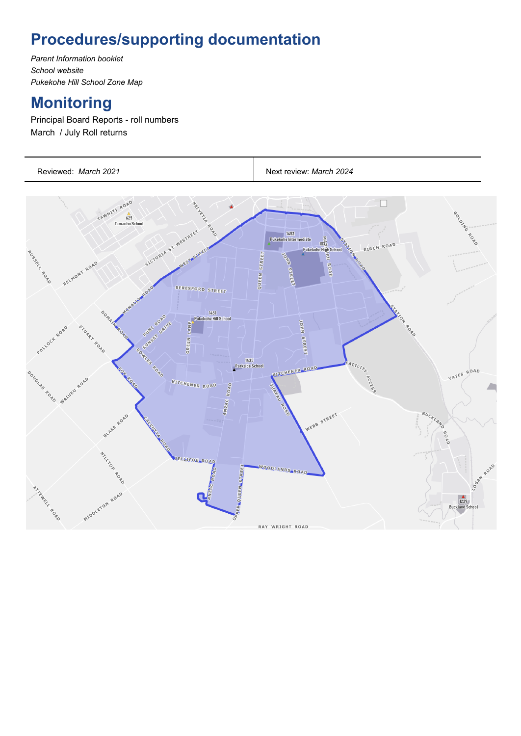## Procedures/supporting documentation

*Parent Information booklet*
*School website*
*Pukekohe Hill School Zone Map*

## Monitoring

Principal Board Reports - roll numbers
March / July Roll returns

| Reviewed: *March 2021* | Next review: *March 2024* |
|---|---|